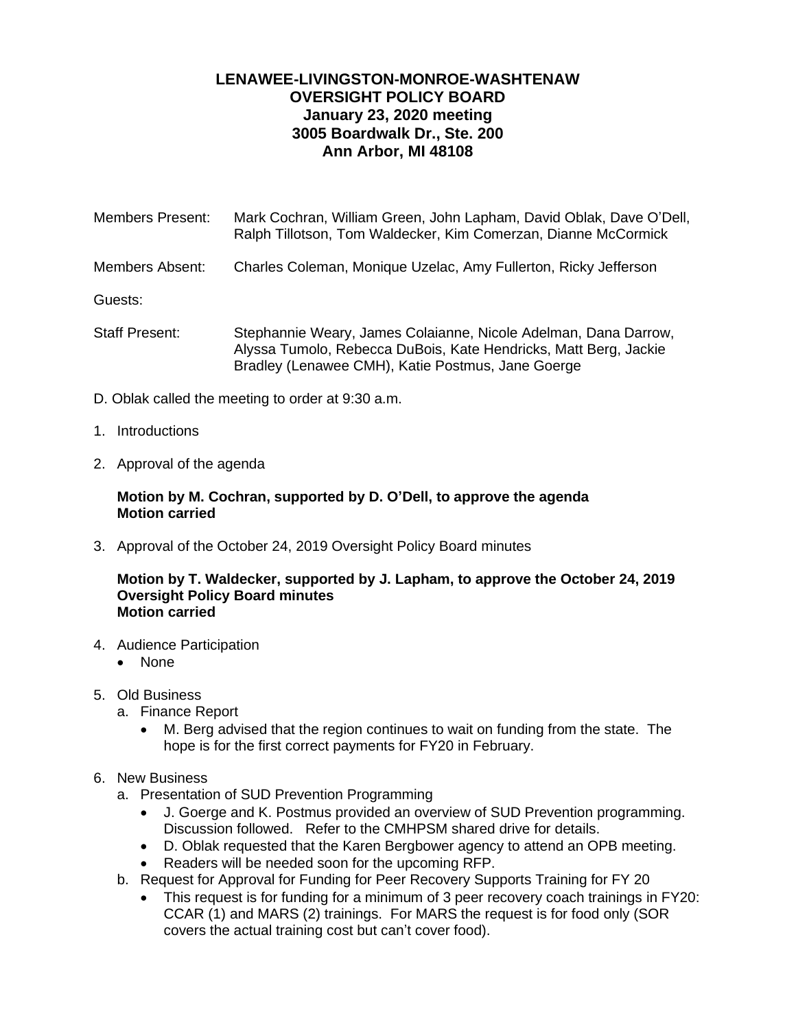# LENAWEE-LIVINGSTON-MONROE-WASHTENAW
## OVERSIGHT POLICY BOARD
### January 23, 2020 meeting
### 3005 Boardwalk Dr., Ste. 200
### Ann Arbor, MI 48108

Members Present: Mark Cochran, William Green, John Lapham, David Oblak, Dave O'Dell, Ralph Tillotson, Tom Waldecker, Kim Comerzan, Dianne McCormick

Members Absent: Charles Coleman, Monique Uzelac, Amy Fullerton, Ricky Jefferson

Guests:

Staff Present: Stephannie Weary, James Colaianne, Nicole Adelman, Dana Darrow, Alyssa Tumolo, Rebecca DuBois, Kate Hendricks, Matt Berg, Jackie Bradley (Lenawee CMH), Katie Postmus, Jane Goerge

D. Oblak called the meeting to order at 9:30 a.m.

1. Introductions

2. Approval of the agenda

   **Motion by M. Cochran, supported by D. O'Dell, to approve the agenda**
   **Motion carried**

3. Approval of the October 24, 2019 Oversight Policy Board minutes

   **Motion by T. Waldecker, supported by J. Lapham, to approve the October 24, 2019 Oversight Policy Board minutes**
   **Motion carried**

4. Audience Participation
   - None

5. Old Business
   a. Finance Report
      - M. Berg advised that the region continues to wait on funding from the state. The hope is for the first correct payments for FY20 in February.

6. New Business
   a. Presentation of SUD Prevention Programming
      - J. Goerge and K. Postmus provided an overview of SUD Prevention programming. Discussion followed. Refer to the CMHPSM shared drive for details.
      - D. Oblak requested that the Karen Bergbower agency to attend an OPB meeting.
      - Readers will be needed soon for the upcoming RFP.

   b. Request for Approval for Funding for Peer Recovery Supports Training for FY 20
      - This request is for funding for a minimum of 3 peer recovery coach trainings in FY20: CCAR (1) and MARS (2) trainings. For MARS the request is for food only (SOR covers the actual training cost but can't cover food).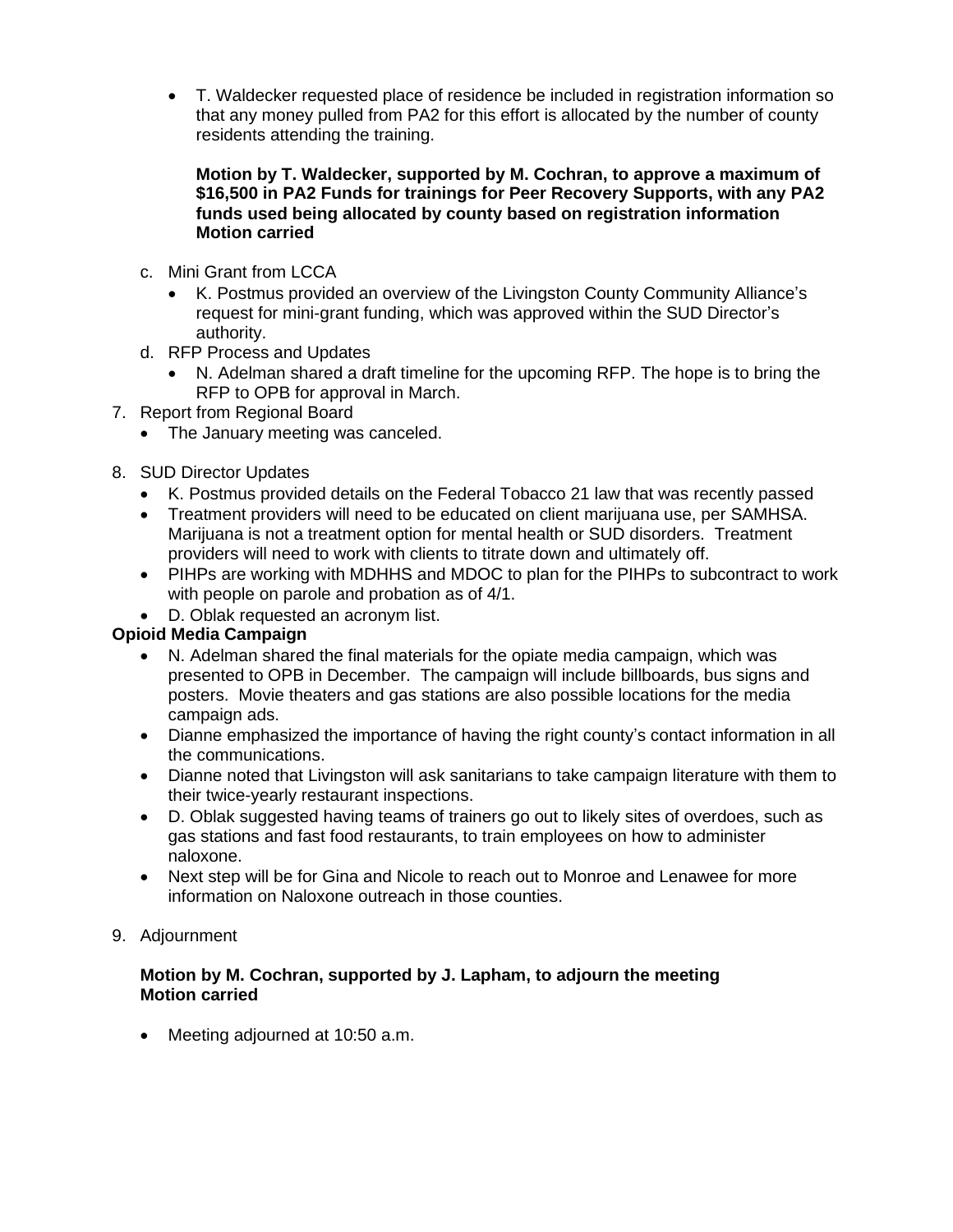- T. Waldecker requested place of residence be included in registration information so that any money pulled from PA2 for this effort is allocated by the number of county residents attending the training.

  **Motion by T. Waldecker, supported by M. Cochran, to approve a maximum of $16,500 in PA2 Funds for trainings for Peer Recovery Supports, with any PA2 funds used being allocated by county based on registration information**
  **Motion carried**

c. Mini Grant from LCCA
   - K. Postmus provided an overview of the Livingston County Community Alliance's request for mini-grant funding, which was approved within the SUD Director's authority.

d. RFP Process and Updates
   - N. Adelman shared a draft timeline for the upcoming RFP. The hope is to bring the RFP to OPB for approval in March.

7. Report from Regional Board
   - The January meeting was canceled.

8. SUD Director Updates
   - K. Postmus provided details on the Federal Tobacco 21 law that was recently passed
   - Treatment providers will need to be educated on client marijuana use, per SAMHSA. Marijuana is not a treatment option for mental health or SUD disorders. Treatment providers will need to work with clients to titrate down and ultimately off.
   - PIHPs are working with MDHHS and MDOC to plan for the PIHPs to subcontract to work with people on parole and probation as of 4/1.
   - D. Oblak requested an acronym list.

**Opioid Media Campaign**

- N. Adelman shared the final materials for the opiate media campaign, which was presented to OPB in December. The campaign will include billboards, bus signs and posters. Movie theaters and gas stations are also possible locations for the media campaign ads.
- Dianne emphasized the importance of having the right county's contact information in all the communications.
- Dianne noted that Livingston will ask sanitarians to take campaign literature with them to their twice-yearly restaurant inspections.
- D. Oblak suggested having teams of trainers go out to likely sites of overdoes, such as gas stations and fast food restaurants, to train employees on how to administer naloxone.
- Next step will be for Gina and Nicole to reach out to Monroe and Lenawee for more information on Naloxone outreach in those counties.

9. Adjournment

   **Motion by M. Cochran, supported by J. Lapham, to adjourn the meeting**
   **Motion carried**

   - Meeting adjourned at 10:50 a.m.